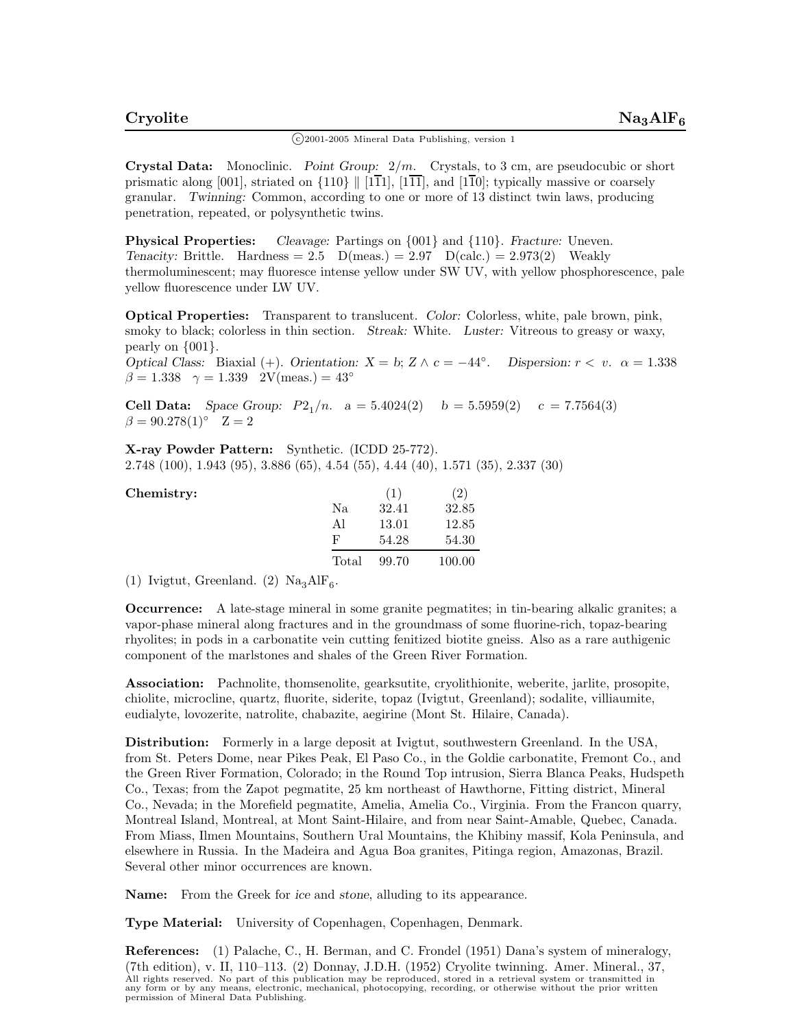# Cryolite $Na_3AlF_6$

©2001-2005 Mineral Data Publishing, version 1

**Crystal Data:** Monoclinic. *Point Group:* $2/m$. Crystals, to 3 cm, are pseudocubic or short prismatic along [001], striated on {110} ∥ $[1\overline{1}1]$, $[1\overline{1}\overline{1}]$, and $[1\overline{1}0]$; typically massive or coarsely granular. *Twinning:* Common, according to one or more of 13 distinct twin laws, producing penetration, repeated, or polysynthetic twins.

**Physical Properties:** *Cleavage:* Partings on {001} and {110}. *Fracture:* Uneven. *Tenacity:* Brittle. Hardness = 2.5 D(meas.) = 2.97 D(calc.) = 2.973(2) Weakly thermoluminescent; may fluoresce intense yellow under SW UV, with yellow phosphorescence, pale yellow fluorescence under LW UV.

**Optical Properties:** Transparent to translucent. *Color:* Colorless, white, pale brown, pink, smoky to black; colorless in thin section. *Streak:* White. *Luster:* Vitreous to greasy or waxy, pearly on {001}.
*Optical Class:* Biaxial (+). *Orientation:* X = b; Z ∧ c = −44°. *Dispersion:* $r < v$. α = 1.338 β = 1.338 γ = 1.339 2V(meas.) = 43°

**Cell Data:** *Space Group:* $P2_1/n$. a = 5.4024(2) b = 5.5959(2) c = 7.7564(3) β = 90.278(1)° Z = 2

**X-ray Powder Pattern:** Synthetic. (ICDD 25-772).
2.748 (100), 1.943 (95), 3.886 (65), 4.54 (55), 4.44 (40), 1.571 (35), 2.337 (30)

**Chemistry:**

| | (1) | (2) |
|---|---|---|
| Na | 32.41 | 32.85 |
| Al | 13.01 | 12.85 |
| F | 54.28 | 54.30 |
| Total | 99.70 | 100.00 |

(1) Ivigtut, Greenland. (2) $Na_3AlF_6$.

**Occurrence:** A late-stage mineral in some granite pegmatites; in tin-bearing alkalic granites; a vapor-phase mineral along fractures and in the groundmass of some fluorine-rich, topaz-bearing rhyolites; in pods in a carbonatite vein cutting fenitized biotite gneiss. Also as a rare authigenic component of the marlstones and shales of the Green River Formation.

**Association:** Pachnolite, thomsenolite, gearksutite, cryolithionite, weberite, jarlite, prosopite, chiolite, microcline, quartz, fluorite, siderite, topaz (Ivigtut, Greenland); sodalite, villiaumite, eudialyte, lovozerite, natrolite, chabazite, aegirine (Mont St. Hilaire, Canada).

**Distribution:** Formerly in a large deposit at Ivigtut, southwestern Greenland. In the USA, from St. Peters Dome, near Pikes Peak, El Paso Co., in the Goldie carbonatite, Fremont Co., and the Green River Formation, Colorado; in the Round Top intrusion, Sierra Blanca Peaks, Hudspeth Co., Texas; from the Zapot pegmatite, 25 km northeast of Hawthorne, Fitting district, Mineral Co., Nevada; in the Morefield pegmatite, Amelia, Amelia Co., Virginia. From the Francon quarry, Montreal Island, Montreal, at Mont Saint-Hilaire, and from near Saint-Amable, Quebec, Canada. From Miass, Ilmen Mountains, Southern Ural Mountains, the Khibiny massif, Kola Peninsula, and elsewhere in Russia. In the Madeira and Agua Boa granites, Pitinga region, Amazonas, Brazil. Several other minor occurrences are known.

**Name:** From the Greek for *ice* and *stone*, alluding to its appearance.

**Type Material:** University of Copenhagen, Copenhagen, Denmark.

**References:** (1) Palache, C., H. Berman, and C. Frondel (1951) Dana's system of mineralogy, (7th edition), v. II, 110–113. (2) Donnay, J.D.H. (1952) Cryolite twinning. Amer. Mineral., 37,

All rights reserved. No part of this publication may be reproduced, stored in a retrieval system or transmitted in any form or by any means, electronic, mechanical, photocopying, recording, or otherwise without the prior written permission of Mineral Data Publishing.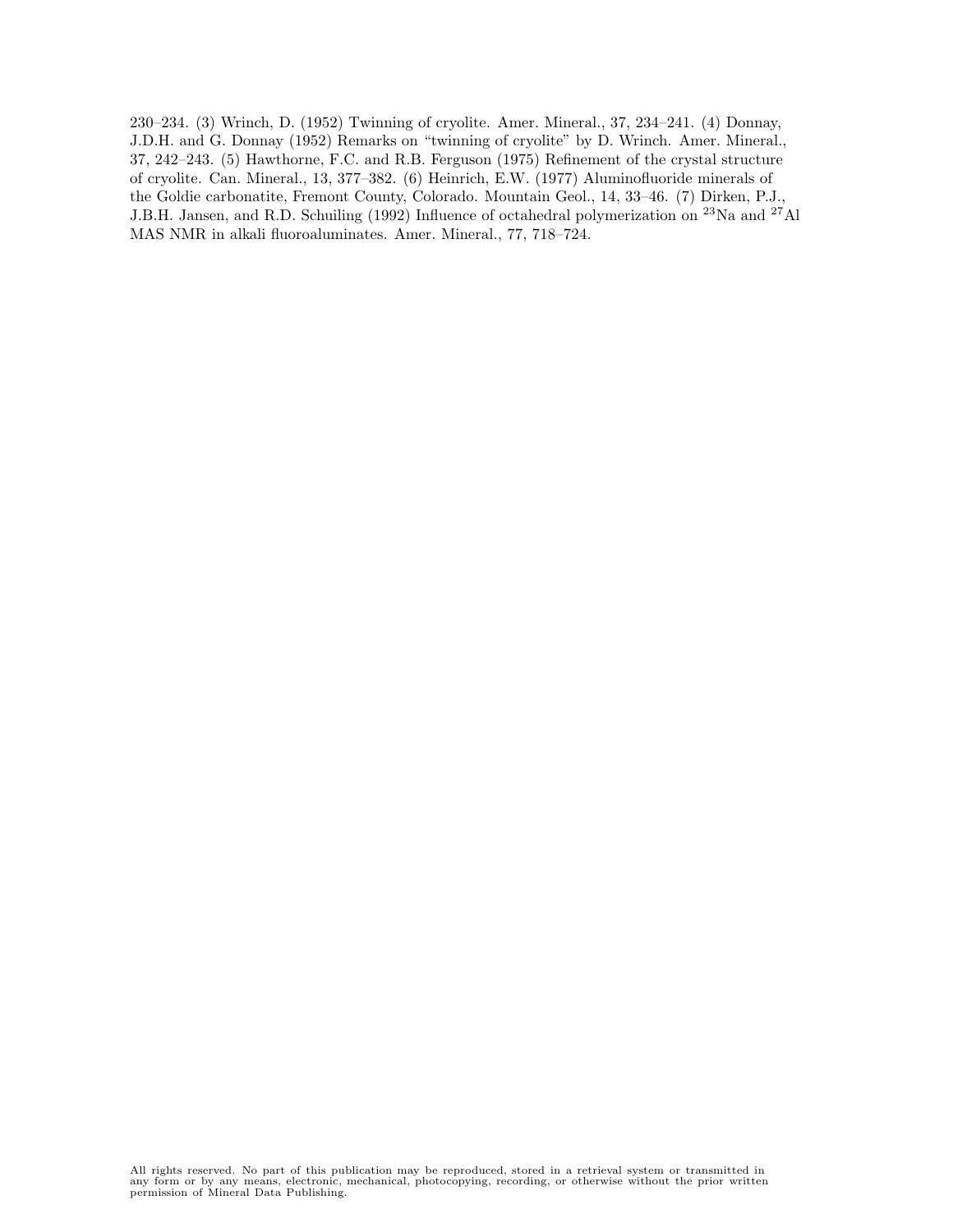230–234. (3) Wrinch, D. (1952) Twinning of cryolite. Amer. Mineral., 37, 234–241. (4) Donnay, J.D.H. and G. Donnay (1952) Remarks on "twinning of cryolite" by D. Wrinch. Amer. Mineral., 37, 242–243. (5) Hawthorne, F.C. and R.B. Ferguson (1975) Refinement of the crystal structure of cryolite. Can. Mineral., 13, 377–382. (6) Heinrich, E.W. (1977) Aluminofluoride minerals of the Goldie carbonatite, Fremont County, Colorado. Mountain Geol., 14, 33–46. (7) Dirken, P.J., J.B.H. Jansen, and R.D. Schuiling (1992) Influence of octahedral polymerization on $^{23}Na$ and $^{27}Al$ MAS NMR in alkali fluoroaluminates. Amer. Mineral., 77, 718–724.

All rights reserved. No part of this publication may be reproduced, stored in a retrieval system or transmitted in any form or by any means, electronic, mechanical, photocopying, recording, or otherwise without the prior written permission of Mineral Data Publishing.